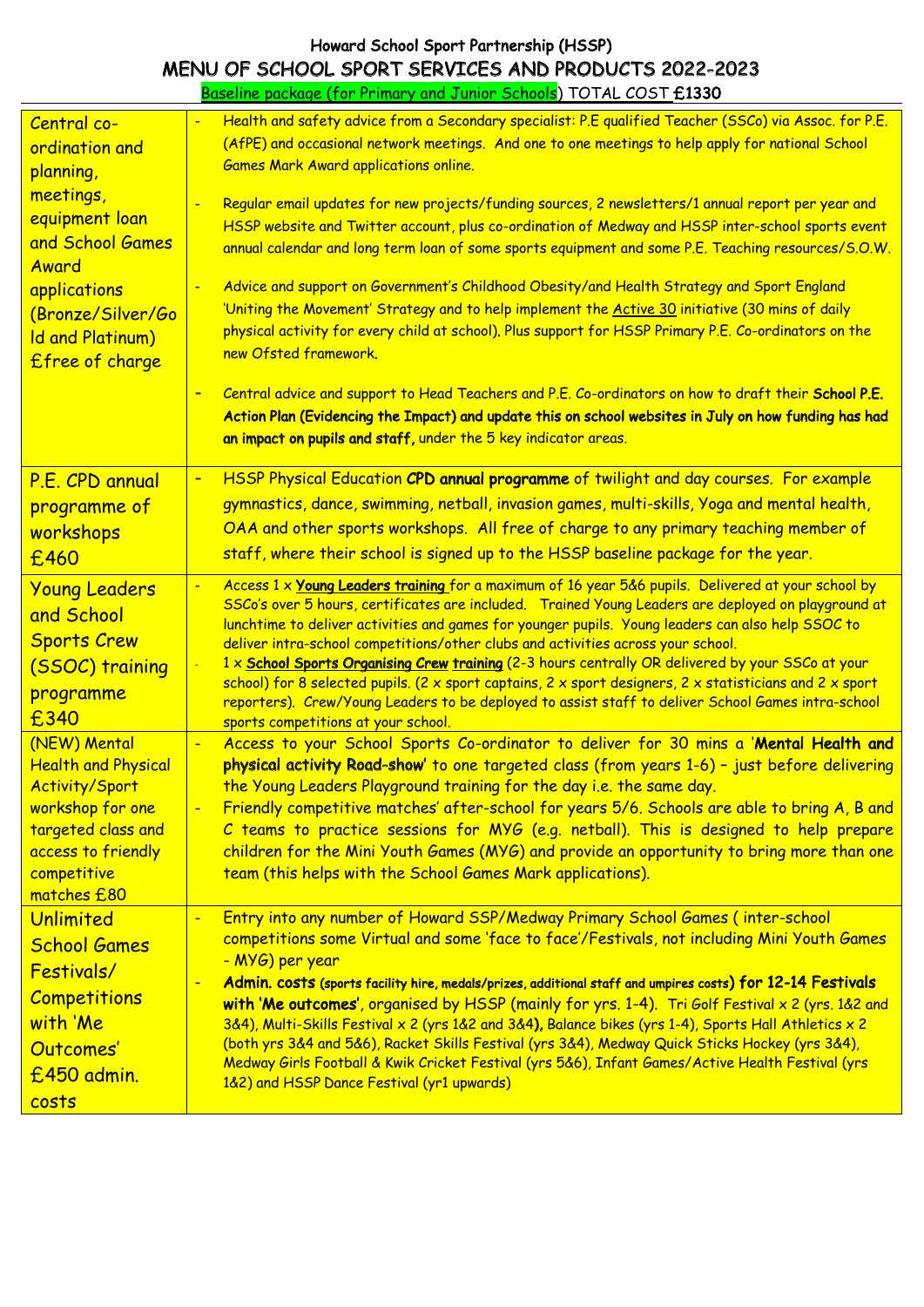# Howard School Sport Partnership (HSSP)

## MENU OF SCHOOL SPORT SERVICES AND PRODUCTS 2022-2023

Baseline package (for Primary and Junior Schools) TOTAL COST **£1330**

| | |
|---|---|
| Central co-ordination and planning, meetings, equipment loan and School Games Award applications (Bronze/Silver/Gold and Platinum) £free of charge | - Health and safety advice from a Secondary specialist: P.E qualified Teacher (SSCo) via Assoc. for P.E. (AfPE) and occasional network meetings. And one to one meetings to help apply for national School Games Mark Award applications online.<br>- Regular email updates for new projects/funding sources, 2 newsletters/1 annual report per year and HSSP website and Twitter account, plus co-ordination of Medway and HSSP inter-school sports event annual calendar and long term loan of some sports equipment and some P.E. Teaching resources/S.O.W.<br>- Advice and support on Government's Childhood Obesity/and Health Strategy and Sport England 'Uniting the Movement' Strategy and to help implement the Active 30 initiative (30 mins of daily physical activity for every child at school). Plus support for HSSP Primary P.E. Co-ordinators on the new Ofsted framework.<br>- Central advice and support to Head Teachers and P.E. Co-ordinators on how to draft their **School P.E. Action Plan (Evidencing the Impact) and update this on school websites in July on how funding has had an impact on pupils and staff,** under the 5 key indicator areas. |
| P.E. CPD annual programme of workshops £460 | - HSSP Physical Education **CPD annual programme** of twilight and day courses. For example gymnastics, dance, swimming, netball, invasion games, multi-skills, Yoga and mental health, OAA and other sports workshops. All free of charge to any primary teaching member of staff, where their school is signed up to the HSSP baseline package for the year. |
| Young Leaders and School Sports Crew (SSOC) training programme £340 | - Access 1 x **Young Leaders training** for a maximum of 16 year 5&6 pupils. Delivered at your school by SSCo's over 5 hours, certificates are included. Trained Young Leaders are deployed on playground at lunchtime to deliver activities and games for younger pupils. Young leaders can also help SSOC to deliver intra-school competitions/other clubs and activities across your school.<br>- 1 x **School Sports Organising Crew training** (2-3 hours centrally OR delivered by your SSCo at your school) for 8 selected pupils. (2 x sport captains, 2 x sport designers, 2 x statisticians and 2 x sport reporters). Crew/Young Leaders to be deployed to assist staff to deliver School Games intra-school sports competitions at your school. |
| (NEW) Mental Health and Physical Activity/Sport workshop for one targeted class and access to friendly competitive matches £80 | - Access to your School Sports Co-ordinator to deliver for 30 mins a '**Mental Health and physical activity Road-show**' to one targeted class (from years 1-6) – just before delivering the Young Leaders Playground training for the day i.e. the same day.<br>- Friendly competitive matches' after-school for years 5/6. Schools are able to bring A, B and C teams to practice sessions for MYG (e.g. netball). This is designed to help prepare children for the Mini Youth Games (MYG) and provide an opportunity to bring more than one team (this helps with the School Games Mark applications). |
| Unlimited School Games Festivals/ Competitions with 'Me Outcomes' £450 admin. costs | - Entry into any number of Howard SSP/Medway Primary School Games ( inter-school competitions some Virtual and some 'face to face'/Festivals, not including Mini Youth Games - MYG) per year<br>- **Admin. costs** (sports facility hire, medals/prizes, additional staff and umpires costs) **for 12-14 Festivals with 'Me outcomes'**, organised by HSSP (mainly for yrs. 1-4). Tri Golf Festival x 2 (yrs. 1&2 and 3&4), Multi-Skills Festival x 2 (yrs 1&2 and 3&4), Balance bikes (yrs 1-4), Sports Hall Athletics x 2 (both yrs 3&4 and 5&6), Racket Skills Festival (yrs 3&4), Medway Quick Sticks Hockey (yrs 3&4), Medway Girls Football & Kwik Cricket Festival (yrs 5&6), Infant Games/Active Health Festival (yrs 1&2) and HSSP Dance Festival (yr1 upwards) |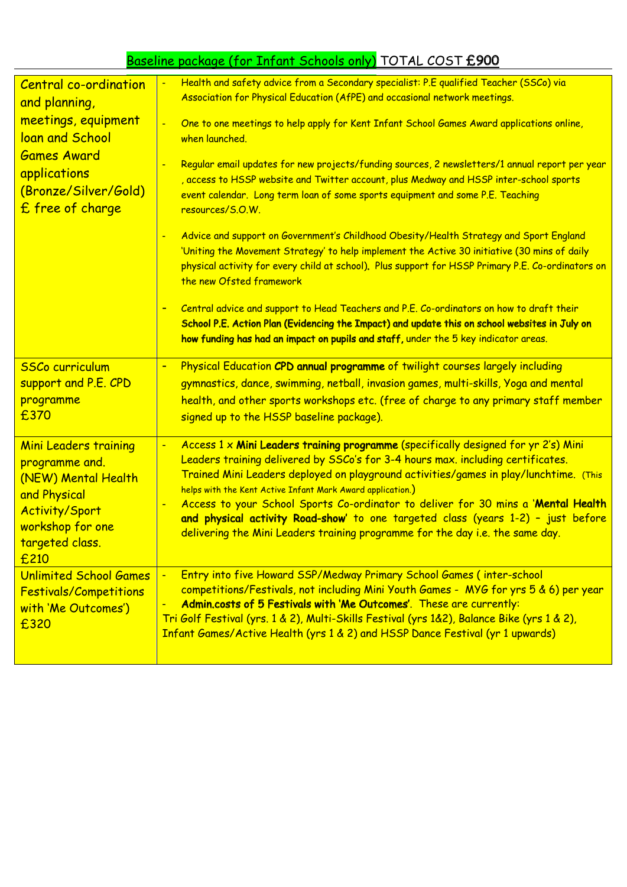## Baseline package (for Infant Schools only) TOTAL COST **£900**

| | |
|---|---|
| Central co-ordination and planning, meetings, equipment loan and School Games Award applications (Bronze/Silver/Gold) £ free of charge | - Health and safety advice from a Secondary specialist: P.E qualified Teacher (SSCo) via Association for Physical Education (AfPE) and occasional network meetings.<br><br>- One to one meetings to help apply for Kent Infant School Games Award applications online, when launched.<br><br>- Regular email updates for new projects/funding sources, 2 newsletters/1 annual report per year , access to HSSP website and Twitter account, plus Medway and HSSP inter-school sports event calendar. Long term loan of some sports equipment and some P.E. Teaching resources/S.O.W.<br><br>- Advice and support on Government's Childhood Obesity/Health Strategy and Sport England 'Uniting the Movement Strategy' to help implement the Active 30 initiative (30 mins of daily physical activity for every child at school). Plus support for HSSP Primary P.E. Co-ordinators on the new Ofsted framework<br><br>- Central advice and support to Head Teachers and P.E. Co-ordinators on how to draft their **School P.E. Action Plan (Evidencing the Impact) and update this on school websites in July on how funding has had an impact on pupils and staff,** under the 5 key indicator areas. |
| SSCo curriculum support and P.E. CPD programme £370 | - Physical Education **CPD annual programme** of twilight courses largely including gymnastics, dance, swimming, netball, invasion games, multi-skills, Yoga and mental health, and other sports workshops etc. (free of charge to any primary staff member signed up to the HSSP baseline package). |
| Mini Leaders training programme and. (NEW) Mental Health and Physical Activity/Sport workshop for one targeted class. £210 | - Access 1 x **Mini Leaders training programme** (specifically designed for yr 2's) Mini Leaders training delivered by SSCo's for 3-4 hours max. including certificates. Trained Mini Leaders deployed on playground activities/games in play/lunchtime. (This helps with the Kent Active Infant Mark Award application.)<br>- Access to your School Sports Co-ordinator to deliver for 30 mins a '**Mental Health and physical activity Road-show**' to one targeted class (years 1-2) – just before delivering the Mini Leaders training programme for the day i.e. the same day. |
| Unlimited School Games Festivals/Competitions with 'Me Outcomes') £320 | - Entry into five Howard SSP/Medway Primary School Games ( inter-school competitions/Festivals, not including Mini Youth Games - MYG for yrs 5 & 6) per year<br>- **Admin.costs of 5 Festivals with 'Me Outcomes'**. These are currently:<br>Tri Golf Festival (yrs. 1 & 2), Multi-Skills Festival (yrs 1&2), Balance Bike (yrs 1 & 2), Infant Games/Active Health (yrs 1 & 2) and HSSP Dance Festival (yr 1 upwards) |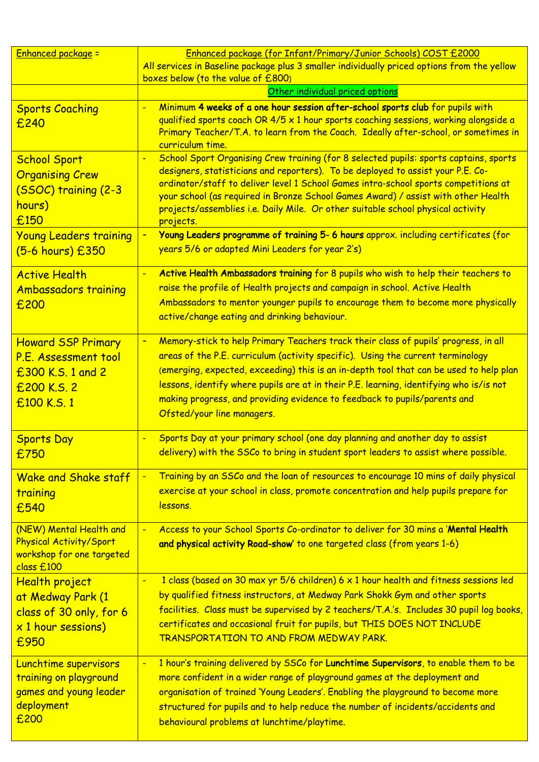| Enhanced package = | Enhanced package (for Infant/Primary/Junior Schools) COST £2000<br>All services in Baseline package plus 3 smaller individually priced options from the yellow boxes below (to the value of £800) |
|---|---|
| | Other individual priced options |
| Sports Coaching<br>£240 | - Minimum **4 weeks of a one hour session after-school sports club** for pupils with qualified sports coach OR 4/5 x 1 hour sports coaching sessions, working alongside a Primary Teacher/T.A. to learn from the Coach. Ideally after-school, or sometimes in curriculum time. |
| School Sport Organising Crew (SSOC) training (2-3 hours)<br>£150 | - School Sport Organising Crew training (for 8 selected pupils: sports captains, sports designers, statisticians and reporters). To be deployed to assist your P.E. Co-ordinator/staff to deliver level 1 School Games intra-school sports competitions at your school (as required in Bronze School Games Award) / assist with other Health projects/assemblies i.e. Daily Mile. Or other suitable school physical activity projects. |
| Young Leaders training (5-6 hours) £350 | - **Young Leaders programme of training 5- 6 hours** approx. including certificates (for years 5/6 or adapted Mini Leaders for year 2's) |
| Active Health Ambassadors training<br>£200 | - **Active Health Ambassadors training** for 8 pupils who wish to help their teachers to raise the profile of Health projects and campaign in school. Active Health Ambassadors to mentor younger pupils to encourage them to become more physically active/change eating and drinking behaviour. |
| Howard SSP Primary P.E. Assessment tool<br>£300 K.S. 1 and 2<br>£200 K.S. 2<br>£100 K.S. 1 | - Memory-stick to help Primary Teachers track their class of pupils' progress, in all areas of the P.E. curriculum (activity specific). Using the current terminology (emerging, expected, exceeding) this is an in-depth tool that can be used to help plan lessons, identify where pupils are at in their P.E. learning, identifying who is/is not making progress, and providing evidence to feedback to pupils/parents and Ofsted/your line managers. |
| Sports Day<br>£750 | - Sports Day at your primary school (one day planning and another day to assist delivery) with the SSCo to bring in student sport leaders to assist where possible. |
| Wake and Shake staff training<br>£540 | - Training by an SSCo and the loan of resources to encourage 10 mins of daily physical exercise at your school in class, promote concentration and help pupils prepare for lessons. |
| (NEW) Mental Health and Physical Activity/Sport workshop for one targeted class £100 | - Access to your School Sports Co-ordinator to deliver for 30 mins a '**Mental Health and physical activity Road-show**' to one targeted class (from years 1-6) |
| Health project at Medway Park (1 class of 30 only, for 6 x 1 hour sessions)<br>£950 | - 1 class (based on 30 max yr 5/6 children) 6 x 1 hour health and fitness sessions led by qualified fitness instructors, at Medway Park Shokk Gym and other sports facilities. Class must be supervised by 2 teachers/T.A.'s. Includes 30 pupil log books, certificates and occasional fruit for pupils, but THIS DOES NOT INCLUDE TRANSPORTATION TO AND FROM MEDWAY PARK. |
| Lunchtime supervisors training on playground games and young leader deployment<br>£200 | - 1 hour's training delivered by SSCo for **Lunchtime Supervisors**, to enable them to be more confident in a wider range of playground games at the deployment and organisation of trained 'Young Leaders'. Enabling the playground to become more structured for pupils and to help reduce the number of incidents/accidents and behavioural problems at lunchtime/playtime. |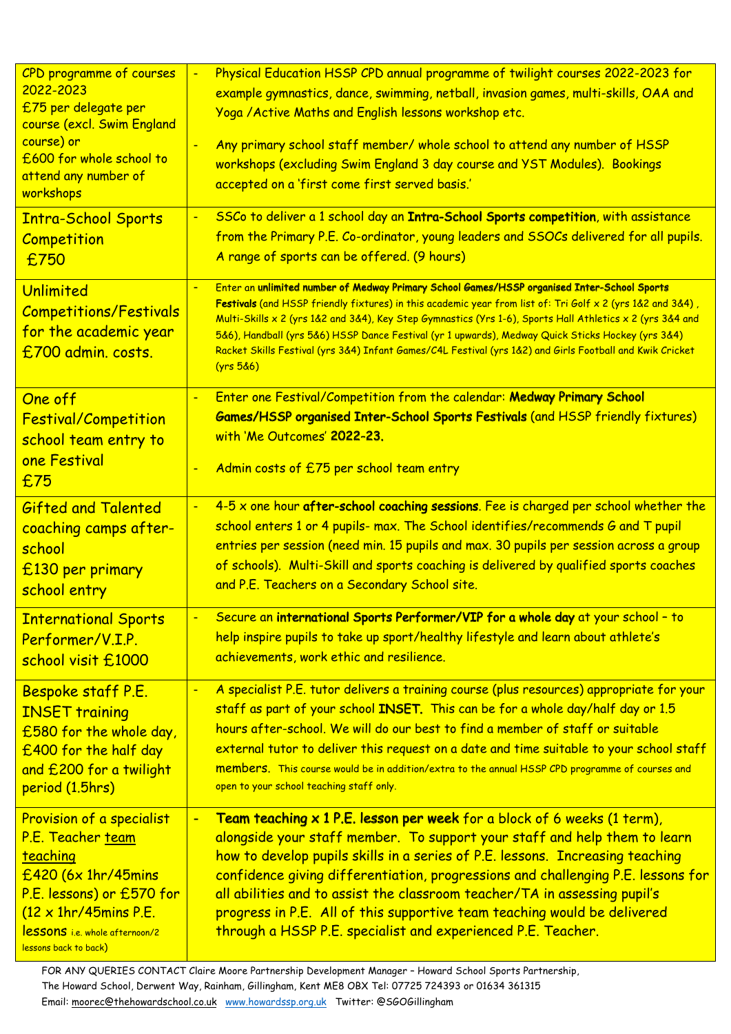| | |
|---|---|
| CPD programme of courses 2022-2023 £75 per delegate per course (excl. Swim England course) or £600 for whole school to attend any number of workshops | - Physical Education HSSP CPD annual programme of twilight courses 2022-2023 for example gymnastics, dance, swimming, netball, invasion games, multi-skills, OAA and Yoga /Active Maths and English lessons workshop etc.<br>- Any primary school staff member/ whole school to attend any number of HSSP workshops (excluding Swim England 3 day course and YST Modules). Bookings accepted on a 'first come first served basis.' |
| Intra-School Sports Competition £750 | - SSCo to deliver a 1 school day an **Intra-School Sports competition**, with assistance from the Primary P.E. Co-ordinator, young leaders and SSOCs delivered for all pupils. A range of sports can be offered. (9 hours) |
| Unlimited Competitions/Festivals for the academic year £700 admin. costs. | - Enter an **unlimited number of Medway Primary School Games/HSSP organised Inter-School Sports Festivals** (and HSSP friendly fixtures) in this academic year from list of: Tri Golf x 2 (yrs 1&2 and 3&4) , Multi-Skills x 2 (yrs 1&2 and 3&4), Key Step Gymnastics (Yrs 1-6), Sports Hall Athletics x 2 (yrs 3&4 and 5&6), Handball (yrs 5&6) HSSP Dance Festival (yr 1 upwards), Medway Quick Sticks Hockey (yrs 3&4) Racket Skills Festival (yrs 3&4) Infant Games/C4L Festival (yrs 1&2) and Girls Football and Kwik Cricket (yrs 5&6) |
| One off Festival/Competition school team entry to one Festival £75 | - Enter one Festival/Competition from the calendar: **Medway Primary School Games/HSSP organised Inter-School Sports Festivals** (and HSSP friendly fixtures) with 'Me Outcomes' **2022-23.**<br>- Admin costs of £75 per school team entry |
| Gifted and Talented coaching camps after-school £130 per primary school entry | - 4-5 x one hour **after-school coaching sessions**. Fee is charged per school whether the school enters 1 or 4 pupils- max. The School identifies/recommends G and T pupil entries per session (need min. 15 pupils and max. 30 pupils per session across a group of schools). Multi-Skill and sports coaching is delivered by qualified sports coaches and P.E. Teachers on a Secondary School site. |
| International Sports Performer/V.I.P. school visit £1000 | - Secure an **international Sports Performer/VIP for a whole day** at your school – to help inspire pupils to take up sport/healthy lifestyle and learn about athlete's achievements, work ethic and resilience. |
| Bespoke staff P.E. INSET training £580 for the whole day, £400 for the half day and £200 for a twilight period (1.5hrs) | - A specialist P.E. tutor delivers a training course (plus resources) appropriate for your staff as part of your school **INSET.** This can be for a whole day/half day or 1.5 hours after-school. We will do our best to find a member of staff or suitable external tutor to deliver this request on a date and time suitable to your school staff members. This course would be in addition/extra to the annual HSSP CPD programme of courses and open to your school teaching staff only. |
| Provision of a specialist P.E. Teacher team teaching £420 (6x 1hr/45mins P.E. lessons) or £570 for (12 x 1hr/45mins P.E. lessons i.e. whole afternoon/2 lessons back to back) | - **Team teaching x 1 P.E. lesson per week** for a block of 6 weeks (1 term), alongside your staff member. To support your staff and help them to learn how to develop pupils skills in a series of P.E. lessons. Increasing teaching confidence giving differentiation, progressions and challenging P.E. lessons for all abilities and to assist the classroom teacher/TA in assessing pupil's progress in P.E. All of this supportive team teaching would be delivered through a HSSP P.E. specialist and experienced P.E. Teacher. |

FOR ANY QUERIES CONTACT Claire Moore Partnership Development Manager – Howard School Sports Partnership, The Howard School, Derwent Way, Rainham, Gillingham, Kent ME8 0BX Tel: 07725 724393 or 01634 361315
Email: moorec@thehowardschool.co.uk www.howardssp.org.uk Twitter: @SGOGillingham